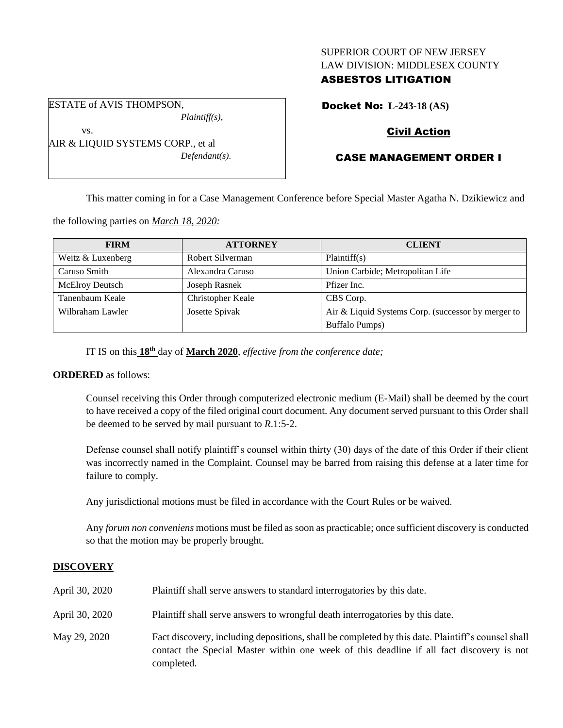SUPERIOR COURT OF NEW JERSEY
LAW DIVISION: MIDDLESEX COUNTY
**ASBESTOS LITIGATION**

ESTATE of AVIS THOMPSON,
*Plaintiff(s),*

vs.

AIR & LIQUID SYSTEMS CORP., et al
*Defendant(s).*

**Docket No: L-243-18 (AS)**

**Civil Action**

**CASE MANAGEMENT ORDER I**

This matter coming in for a Case Management Conference before Special Master Agatha N. Dzikiewicz and the following parties on *March 18, 2020:*

| FIRM | ATTORNEY | CLIENT |
|---|---|---|
| Weitz & Luxenberg | Robert Silverman | Plaintiff(s) |
| Caruso Smith | Alexandra Caruso | Union Carbide; Metropolitan Life |
| McElroy Deutsch | Joseph Rasnek | Pfizer Inc. |
| Tanenbaum Keale | Christopher Keale | CBS Corp. |
| Wilbraham Lawler | Josette Spivak | Air & Liquid Systems Corp. (successor by merger to Buffalo Pumps) |

IT IS on this **18th** day of **March 2020**, *effective from the conference date;*

**ORDERED** as follows:

Counsel receiving this Order through computerized electronic medium (E-Mail) shall be deemed by the court to have received a copy of the filed original court document. Any document served pursuant to this Order shall be deemed to be served by mail pursuant to *R*.1:5-2.

Defense counsel shall notify plaintiff's counsel within thirty (30) days of the date of this Order if their client was incorrectly named in the Complaint. Counsel may be barred from raising this defense at a later time for failure to comply.

Any jurisdictional motions must be filed in accordance with the Court Rules or be waived.

Any *forum non conveniens* motions must be filed as soon as practicable; once sufficient discovery is conducted so that the motion may be properly brought.

## DISCOVERY

April 30, 2020 Plaintiff shall serve answers to standard interrogatories by this date.

April 30, 2020 Plaintiff shall serve answers to wrongful death interrogatories by this date.

May 29, 2020 Fact discovery, including depositions, shall be completed by this date. Plaintiff's counsel shall contact the Special Master within one week of this deadline if all fact discovery is not completed.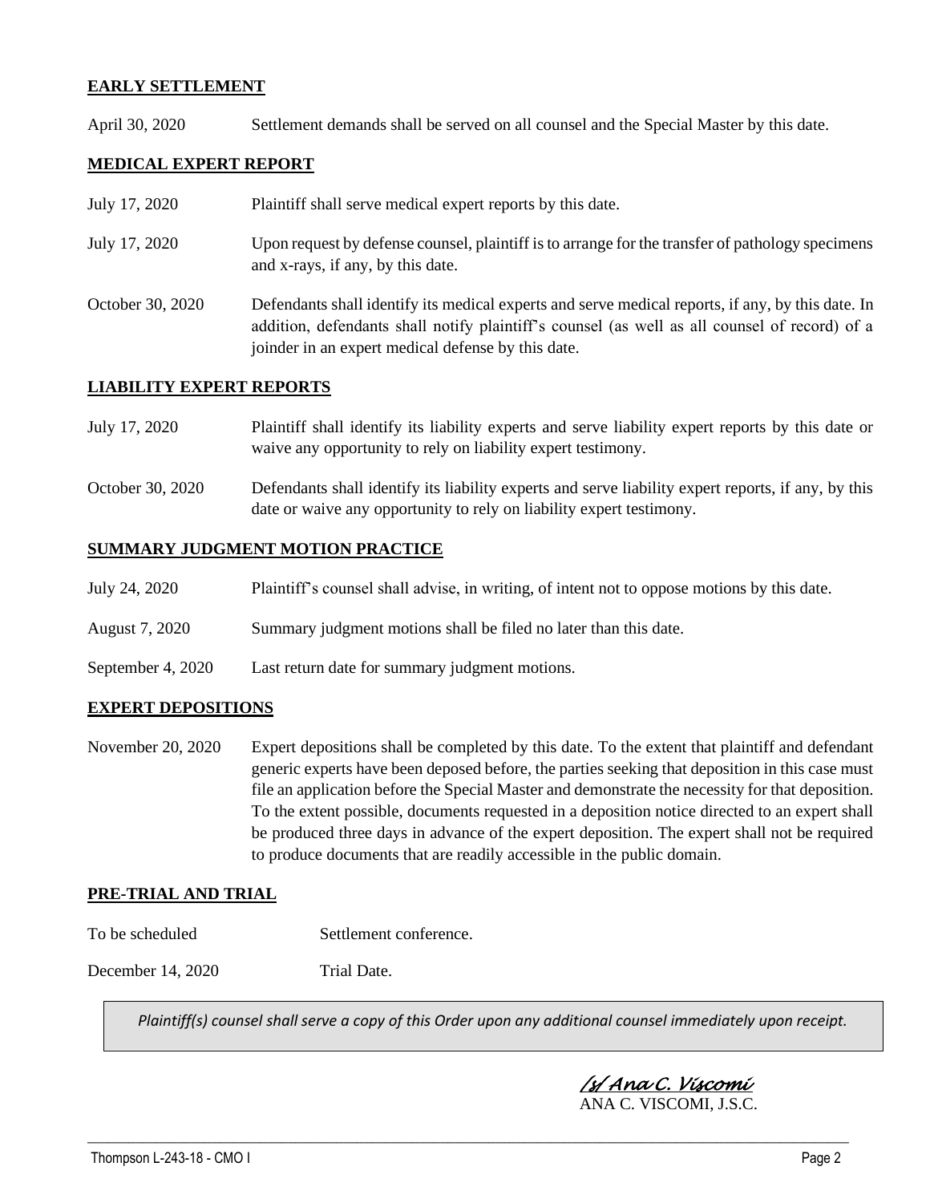**EARLY SETTLEMENT**

| | |
|---|---|
| April 30, 2020 | Settlement demands shall be served on all counsel and the Special Master by this date. |

**MEDICAL EXPERT REPORT**

| | |
|---|---|
| July 17, 2020 | Plaintiff shall serve medical expert reports by this date. |
| July 17, 2020 | Upon request by defense counsel, plaintiff is to arrange for the transfer of pathology specimens and x-rays, if any, by this date. |
| October 30, 2020 | Defendants shall identify its medical experts and serve medical reports, if any, by this date. In addition, defendants shall notify plaintiff's counsel (as well as all counsel of record) of a joinder in an expert medical defense by this date. |

**LIABILITY EXPERT REPORTS**

| | |
|---|---|
| July 17, 2020 | Plaintiff shall identify its liability experts and serve liability expert reports by this date or waive any opportunity to rely on liability expert testimony. |
| October 30, 2020 | Defendants shall identify its liability experts and serve liability expert reports, if any, by this date or waive any opportunity to rely on liability expert testimony. |

**SUMMARY JUDGMENT MOTION PRACTICE**

| | |
|---|---|
| July 24, 2020 | Plaintiff's counsel shall advise, in writing, of intent not to oppose motions by this date. |
| August 7, 2020 | Summary judgment motions shall be filed no later than this date. |
| September 4, 2020 | Last return date for summary judgment motions. |

**EXPERT DEPOSITIONS**

| | |
|---|---|
| November 20, 2020 | Expert depositions shall be completed by this date. To the extent that plaintiff and defendant generic experts have been deposed before, the parties seeking that deposition in this case must file an application before the Special Master and demonstrate the necessity for that deposition. To the extent possible, documents requested in a deposition notice directed to an expert shall be produced three days in advance of the expert deposition. The expert shall not be required to produce documents that are readily accessible in the public domain. |

**PRE-TRIAL AND TRIAL**

| | |
|---|---|
| To be scheduled | Settlement conference. |
| December 14, 2020 | Trial Date. |

*Plaintiff(s) counsel shall serve a copy of this Order upon any additional counsel immediately upon receipt.*

/s/ Ana C. Viscomi

ANA C. VISCOMI, J.S.C.